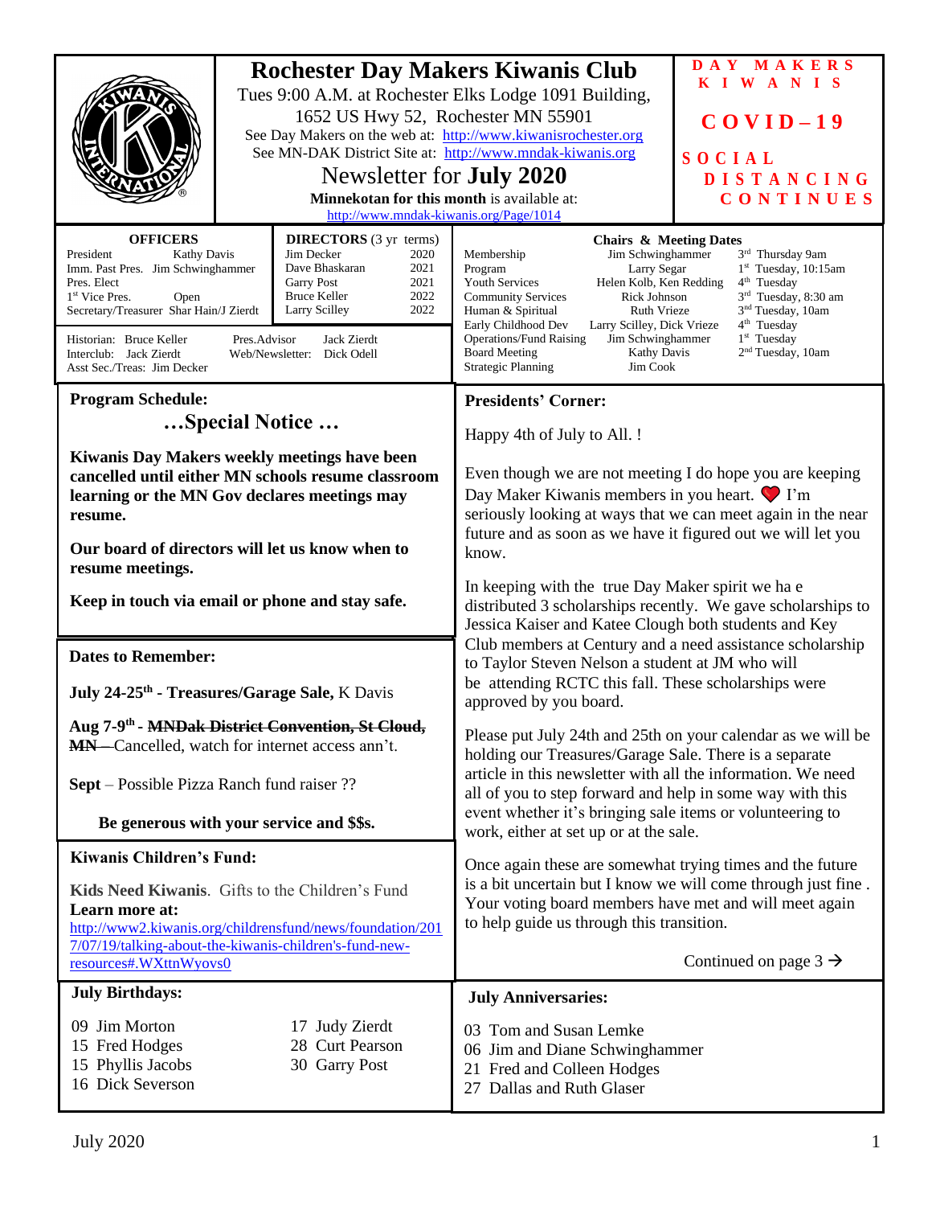# Rochester Day Makers Kiwanis Club

Tues 9:00 A.M. at Rochester Elks Lodge 1091 Building, 1652 US Hwy 52, Rochester MN 55901

See Day Makers on the web at: http://www.kiwanisrochester.org

See MN-DAK District Site at: http://www.mndak-kiwanis.org

## Newsletter for July 2020

**Minnekotan for this month** is available at: http://www.mndak-kiwanis.org/Page/1014

**DAY MAKERS KIWANIS**

**COVID–19**

**SOCIAL DISTANCING CONTINUES**

**OFFICERS**

| | |
|---|---|
| President | Kathy Davis |
| Imm. Past Pres. | Jim Schwinghammer |
| Pres. Elect | |
| 1st Vice Pres. | Open |
| Secretary/Treasurer | Shar Hain/J Zierdt |

**DIRECTORS** (3 yr terms)

| | |
|---|---|
| Jim Decker | 2020 |
| Dave Bhaskaran | 2021 |
| Garry Post | 2021 |
| Bruce Keller | 2022 |
| Larry Scilley | 2022 |

Historian: Bruce Keller
Interclub: Jack Zierdt
Asst Sec./Treas: Jim Decker
Pres.Advisor: Jack Zierdt
Web/Newsletter: Dick Odell

**Chairs & Meeting Dates**

| | | |
|---|---|---|
| Membership | Jim Schwinghammer | 3rd Thursday 9am |
| Program | Larry Segar | 1st Tuesday, 10:15am |
| Youth Services | Helen Kolb, Ken Redding | 4th Tuesday |
| Community Services | Rick Johnson | 3rd Tuesday, 8:30 am |
| Human & Spiritual | Ruth Vrieze | 3nd Tuesday, 10am |
| Early Childhood Dev | Larry Scilley, Dick Vrieze | 4th Tuesday |
| Operations/Fund Raising | Jim Schwinghammer | 1st Tuesday |
| Board Meeting | Kathy Davis | 2nd Tuesday, 10am |
| Strategic Planning | Jim Cook | |

## Program Schedule:

### …Special Notice …

**Kiwanis Day Makers weekly meetings have been cancelled until either MN schools resume classroom learning or the MN Gov declares meetings may resume.**

**Our board of directors will let us know when to resume meetings.**

**Keep in touch via email or phone and stay safe.**

## Dates to Remember:

**July 24-25th - Treasures/Garage Sale,** K Davis

**Aug 7-9th - ~~MNDak District Convention, St Cloud, MN~~** – Cancelled, watch for internet access ann't.

**Sept** – Possible Pizza Ranch fund raiser ??

**Be generous with your service and $$s.**

## Kiwanis Children's Fund:

**Kids Need Kiwanis**. Gifts to the Children's Fund
**Learn more at:**
http://www2.kiwanis.org/childrensfund/news/foundation/2017/07/19/talking-about-the-kiwanis-children's-fund-new-resources#.WXttnWyovs0

## Presidents' Corner:

Happy 4th of July to All. !

Even though we are not meeting I do hope you are keeping Day Maker Kiwanis members in you heart. ❤ I'm seriously looking at ways that we can meet again in the near future and as soon as we have it figured out we will let you know.

In keeping with the true Day Maker spirit we ha e distributed 3 scholarships recently. We gave scholarships to Jessica Kaiser and Katee Clough both students and Key Club members at Century and a need assistance scholarship to Taylor Steven Nelson a student at JM who will be attending RCTC this fall. These scholarships were approved by you board.

Please put July 24th and 25th on your calendar as we will be holding our Treasures/Garage Sale. There is a separate article in this newsletter with all the information. We need all of you to step forward and help in some way with this event whether it's bringing sale items or volunteering to work, either at set up or at the sale.

Once again these are somewhat trying times and the future is a bit uncertain but I know we will come through just fine . Your voting board members have met and will meet again to help guide us through this transition.

Continued on page 3 →

## July Birthdays:

09 Jim Morton
15 Fred Hodges
15 Phyllis Jacobs
16 Dick Severson
17 Judy Zierdt
28 Curt Pearson
30 Garry Post

## July Anniversaries:

03 Tom and Susan Lemke
06 Jim and Diane Schwinghammer
21 Fred and Colleen Hodges
27 Dallas and Ruth Glaser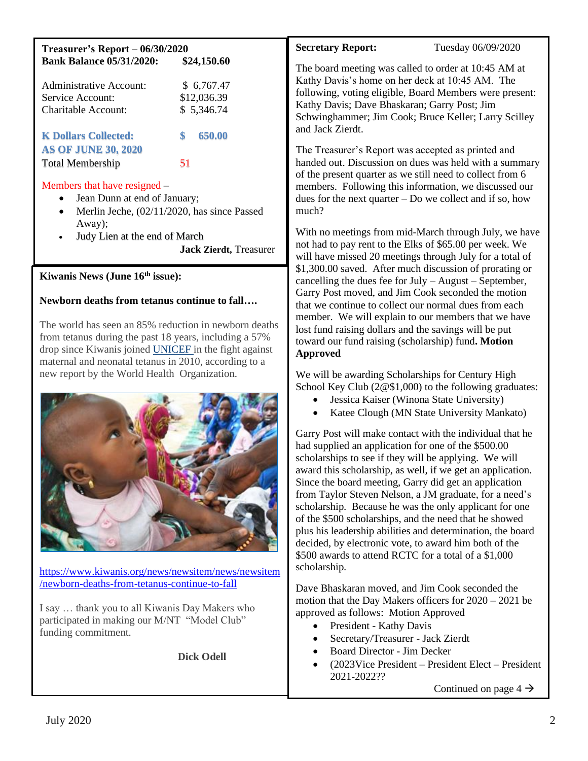**Treasurer's Report – 06/30/2020**

**Bank Balance 05/31/2020: $24,150.60**

| | |
|---|---|
| Administrative Account: | $ 6,767.47 |
| Service Account: | $12,036.39 |
| Charitable Account: | $ 5,346.74 |

**K Dollars Collected: $ 650.00**

**AS OF JUNE 30, 2020**

Total Membership 51

Members that have resigned –

- Jean Dunn at end of January;
- Merlin Jeche, (02/11/2020, has since Passed Away);
- Judy Lien at the end of March

**Jack Zierdt**, Treasurer

**Kiwanis News (June 16th issue):**

**Newborn deaths from tetanus continue to fall….**

The world has seen an 85% reduction in newborn deaths from tetanus during the past 18 years, including a 57% drop since Kiwanis joined UNICEF in the fight against maternal and neonatal tetanus in 2010, according to a new report by the World Health Organization.

https://www.kiwanis.org/news/newsitem/news/newsitem/newborn-deaths-from-tetanus-continue-to-fall

I say … thank you to all Kiwanis Day Makers who participated in making our M/NT "Model Club" funding commitment.

**Dick Odell**

**Secretary Report:** Tuesday 06/09/2020

The board meeting was called to order at 10:45 AM at Kathy Davis's home on her deck at 10:45 AM. The following, voting eligible, Board Members were present: Kathy Davis; Dave Bhaskaran; Garry Post; Jim Schwinghammer; Jim Cook; Bruce Keller; Larry Scilley and Jack Zierdt.

The Treasurer's Report was accepted as printed and handed out. Discussion on dues was held with a summary of the present quarter as we still need to collect from 6 members. Following this information, we discussed our dues for the next quarter – Do we collect and if so, how much?

With no meetings from mid-March through July, we have not had to pay rent to the Elks of $65.00 per week. We will have missed 20 meetings through July for a total of $1,300.00 saved. After much discussion of prorating or cancelling the dues fee for July – August – September, Garry Post moved, and Jim Cook seconded the motion that we continue to collect our normal dues from each member. We will explain to our members that we have lost fund raising dollars and the savings will be put toward our fund raising (scholarship) fund**. Motion Approved**

We will be awarding Scholarships for Century High School Key Club (2@$1,000) to the following graduates:

- Jessica Kaiser (Winona State University)
- Katee Clough (MN State University Mankato)

Garry Post will make contact with the individual that he had supplied an application for one of the $500.00 scholarships to see if they will be applying. We will award this scholarship, as well, if we get an application. Since the board meeting, Garry did get an application from Taylor Steven Nelson, a JM graduate, for a need's scholarship. Because he was the only applicant for one of the $500 scholarships, and the need that he showed plus his leadership abilities and determination, the board decided, by electronic vote, to award him both of the $500 awards to attend RCTC for a total of a $1,000 scholarship.

Dave Bhaskaran moved, and Jim Cook seconded the motion that the Day Makers officers for 2020 – 2021 be approved as follows: Motion Approved

- President - Kathy Davis
- Secretary/Treasurer - Jack Zierdt
- Board Director - Jim Decker
- (2023Vice President – President Elect – President 2021-2022??

Continued on page 4 →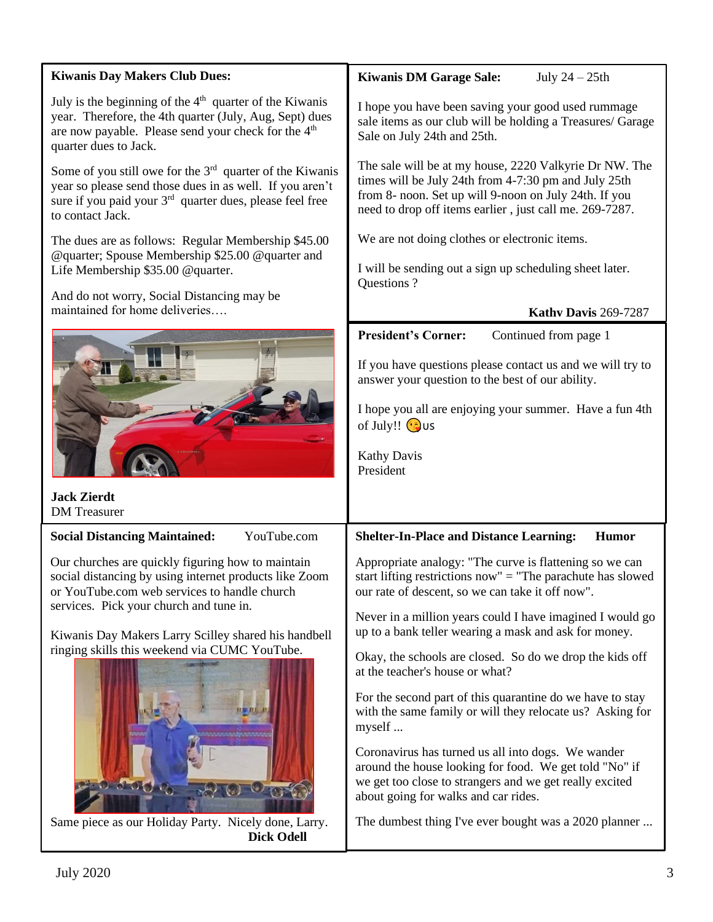**Kiwanis Day Makers Club Dues:**

July is the beginning of the 4th quarter of the Kiwanis year. Therefore, the 4th quarter (July, Aug, Sept) dues are now payable. Please send your check for the 4th quarter dues to Jack.

Some of you still owe for the 3rd quarter of the Kiwanis year so please send those dues in as well. If you aren't sure if you paid your 3rd quarter dues, please feel free to contact Jack.

The dues are as follows: Regular Membership $45.00 @quarter; Spouse Membership $25.00 @quarter and Life Membership $35.00 @quarter.

And do not worry, Social Distancing may be maintained for home deliveries….

**Jack Zierdt**
DM Treasurer

**Kiwanis DM Garage Sale:** July 24 – 25th

I hope you have been saving your good used rummage sale items as our club will be holding a Treasures/ Garage Sale on July 24th and 25th.

The sale will be at my house, 2220 Valkyrie Dr NW. The times will be July 24th from 4-7:30 pm and July 25th from 8- noon. Set up will 9-noon on July 24th. If you need to drop off items earlier , just call me. 269-7287.

We are not doing clothes or electronic items.

I will be sending out a sign up scheduling sheet later. Questions ?

**Kathy Davis** 269-7287

**President's Corner:** Continued from page 1

If you have questions please contact us and we will try to answer your question to the best of our ability.

I hope you all are enjoying your summer. Have a fun 4th of July!! 😘us

Kathy Davis
President

**Social Distancing Maintained:** YouTube.com

Our churches are quickly figuring how to maintain social distancing by using internet products like Zoom or YouTube.com web services to handle church services. Pick your church and tune in.

Kiwanis Day Makers Larry Scilley shared his handbell ringing skills this weekend via CUMC YouTube.

Same piece as our Holiday Party. Nicely done, Larry.
**Dick Odell**

**Shelter-In-Place and Distance Learning:** **Humor**

Appropriate analogy: "The curve is flattening so we can start lifting restrictions now" = "The parachute has slowed our rate of descent, so we can take it off now".

Never in a million years could I have imagined I would go up to a bank teller wearing a mask and ask for money.

Okay, the schools are closed. So do we drop the kids off at the teacher's house or what?

For the second part of this quarantine do we have to stay with the same family or will they relocate us? Asking for myself ...

Coronavirus has turned us all into dogs. We wander around the house looking for food. We get told "No" if we get too close to strangers and we get really excited about going for walks and car rides.

The dumbest thing I've ever bought was a 2020 planner ...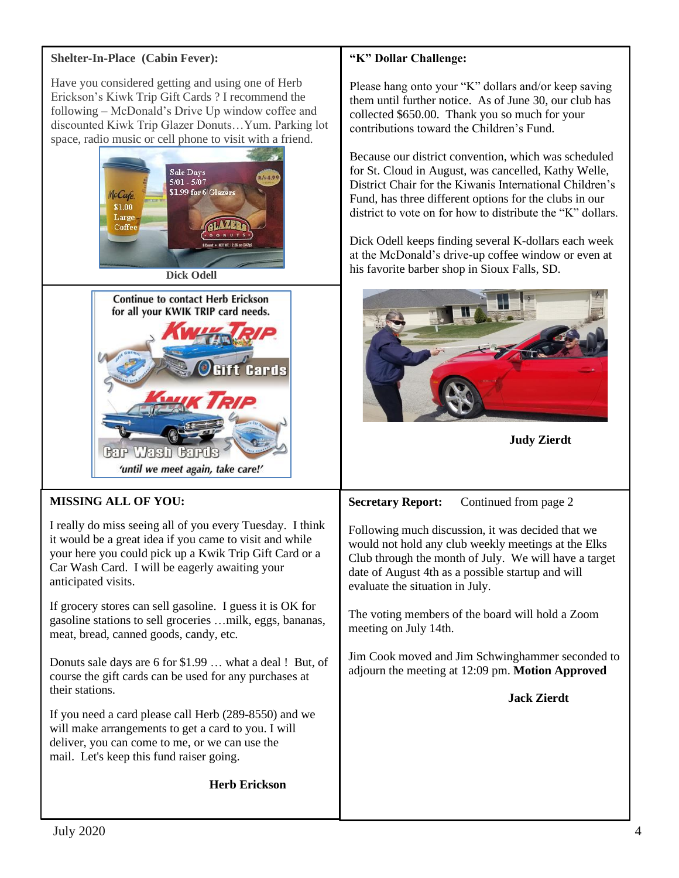**Shelter-In-Place (Cabin Fever):**

Have you considered getting and using one of Herb Erickson's Kiwk Trip Gift Cards ? I recommend the following – McDonald's Drive Up window coffee and discounted Kiwk Trip Glazer Donuts…Yum. Parking lot space, radio music or cell phone to visit with a friend.

**Dick Odell**

Continue to contact Herb Erickson for all your KWIK TRIP card needs.

*'until we meet again, take care!'*

**"K" Dollar Challenge:**

Please hang onto your "K" dollars and/or keep saving them until further notice. As of June 30, our club has collected $650.00. Thank you so much for your contributions toward the Children's Fund.

Because our district convention, which was scheduled for St. Cloud in August, was cancelled, Kathy Welle, District Chair for the Kiwanis International Children's Fund, has three different options for the clubs in our district to vote on for how to distribute the "K" dollars.

Dick Odell keeps finding several K-dollars each week at the McDonald's drive-up coffee window or even at his favorite barber shop in Sioux Falls, SD.

**Judy Zierdt**

**MISSING ALL OF YOU:**

I really do miss seeing all of you every Tuesday. I think it would be a great idea if you came to visit and while your here you could pick up a Kwik Trip Gift Card or a Car Wash Card. I will be eagerly awaiting your anticipated visits.

If grocery stores can sell gasoline. I guess it is OK for gasoline stations to sell groceries …milk, eggs, bananas, meat, bread, canned goods, candy, etc.

Donuts sale days are 6 for $1.99 … what a deal ! But, of course the gift cards can be used for any purchases at their stations.

If you need a card please call Herb (289-8550) and we will make arrangements to get a card to you. I will deliver, you can come to me, or we can use the mail. Let's keep this fund raiser going.

**Herb Erickson**

**Secretary Report:** Continued from page 2

Following much discussion, it was decided that we would not hold any club weekly meetings at the Elks Club through the month of July. We will have a target date of August 4th as a possible startup and will evaluate the situation in July.

The voting members of the board will hold a Zoom meeting on July 14th.

Jim Cook moved and Jim Schwinghammer seconded to adjourn the meeting at 12:09 pm. **Motion Approved**

**Jack Zierdt**